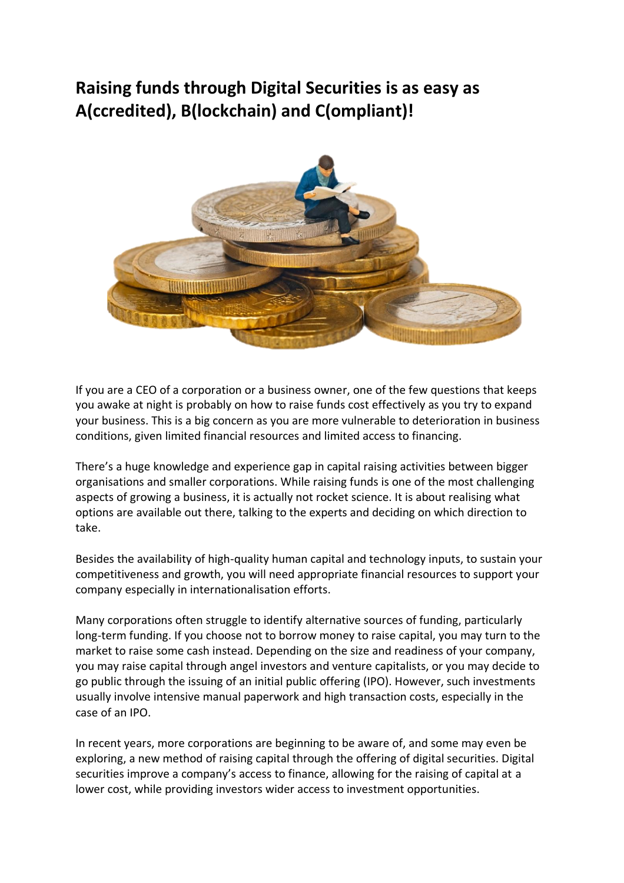# Raising funds through Digital Securities is as easy as A(ccredited), B(lockchain) and C(ompliant)!

If you are a CEO of a corporation or a business owner, one of the few questions that keeps you awake at night is probably on how to raise funds cost effectively as you try to expand your business. This is a big concern as you are more vulnerable to deterioration in business conditions, given limited financial resources and limited access to financing.

There's a huge knowledge and experience gap in capital raising activities between bigger organisations and smaller corporations. While raising funds is one of the most challenging aspects of growing a business, it is actually not rocket science. It is about realising what options are available out there, talking to the experts and deciding on which direction to take.

Besides the availability of high-quality human capital and technology inputs, to sustain your competitiveness and growth, you will need appropriate financial resources to support your company especially in internationalisation efforts.

Many corporations often struggle to identify alternative sources of funding, particularly long-term funding. If you choose not to borrow money to raise capital, you may turn to the market to raise some cash instead. Depending on the size and readiness of your company, you may raise capital through angel investors and venture capitalists, or you may decide to go public through the issuing of an initial public offering (IPO). However, such investments usually involve intensive manual paperwork and high transaction costs, especially in the case of an IPO.

In recent years, more corporations are beginning to be aware of, and some may even be exploring, a new method of raising capital through the offering of digital securities. Digital securities improve a company's access to finance, allowing for the raising of capital at a lower cost, while providing investors wider access to investment opportunities.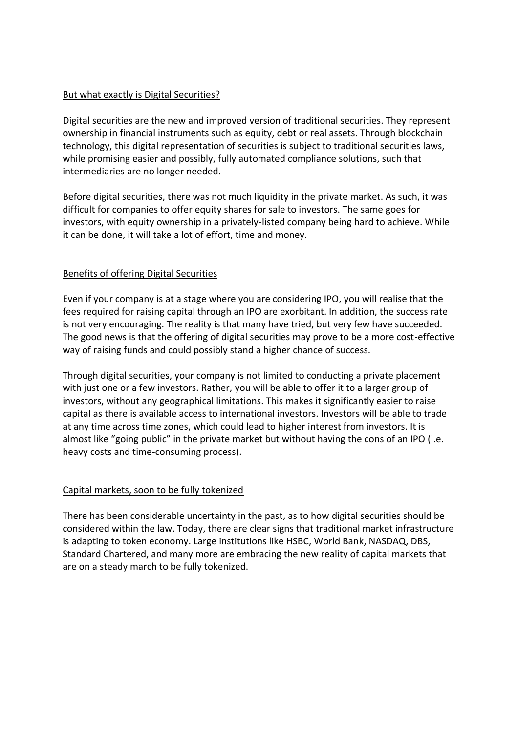## But what exactly is Digital Securities?

Digital securities are the new and improved version of traditional securities. They represent ownership in financial instruments such as equity, debt or real assets. Through blockchain technology, this digital representation of securities is subject to traditional securities laws, while promising easier and possibly, fully automated compliance solutions, such that intermediaries are no longer needed.

Before digital securities, there was not much liquidity in the private market. As such, it was difficult for companies to offer equity shares for sale to investors. The same goes for investors, with equity ownership in a privately-listed company being hard to achieve. While it can be done, it will take a lot of effort, time and money.

## Benefits of offering Digital Securities

Even if your company is at a stage where you are considering IPO, you will realise that the fees required for raising capital through an IPO are exorbitant. In addition, the success rate is not very encouraging. The reality is that many have tried, but very few have succeeded. The good news is that the offering of digital securities may prove to be a more cost-effective way of raising funds and could possibly stand a higher chance of success.

Through digital securities, your company is not limited to conducting a private placement with just one or a few investors. Rather, you will be able to offer it to a larger group of investors, without any geographical limitations. This makes it significantly easier to raise capital as there is available access to international investors. Investors will be able to trade at any time across time zones, which could lead to higher interest from investors. It is almost like "going public" in the private market but without having the cons of an IPO (i.e. heavy costs and time-consuming process).

## Capital markets, soon to be fully tokenized

There has been considerable uncertainty in the past, as to how digital securities should be considered within the law. Today, there are clear signs that traditional market infrastructure is adapting to token economy. Large institutions like HSBC, World Bank, NASDAQ, DBS, Standard Chartered, and many more are embracing the new reality of capital markets that are on a steady march to be fully tokenized.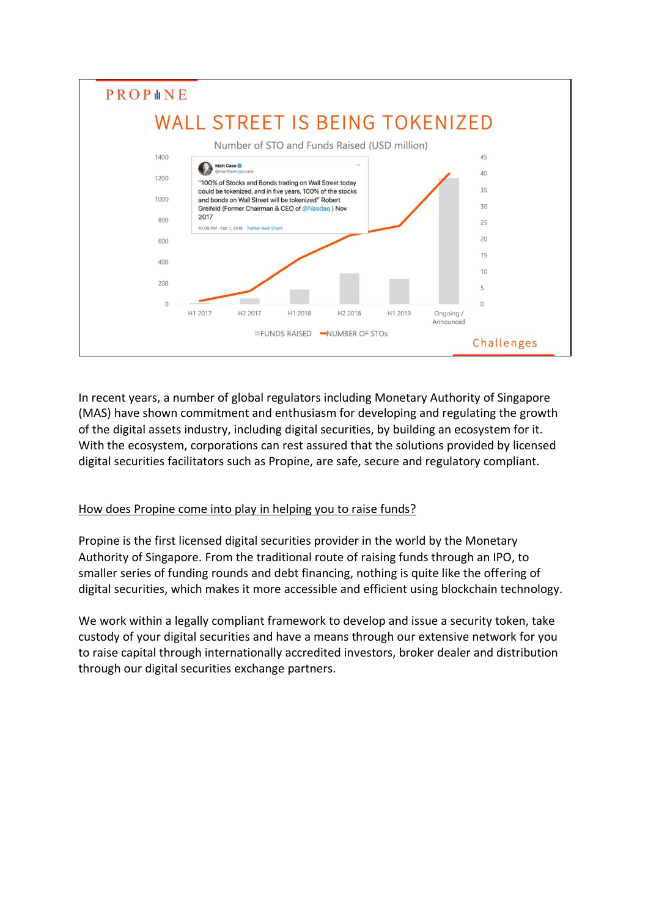PROPINE

# WALL STREET IS BEING TOKENIZED

Number of STO and Funds Raised (USD million)

Matt Case @matthewryancase

"100% of Stocks and Bonds trading on Wall Street today could be tokenized, and in five years, 100% of the stocks and bonds on Wall Street will be tokenized" Robert Greifeld (Former Chairman & CEO of @Nasdaq ) Nov 2017

10:09 PM · Feb 1, 2019 · Twitter Web Client

H1 2017 | H2 2017 | H1 2018 | H2 2018 | H1 2019 | Ongoing / Announced

FUNDS RAISED | NUMBER OF STOs

Challenges

In recent years, a number of global regulators including Monetary Authority of Singapore (MAS) have shown commitment and enthusiasm for developing and regulating the growth of the digital assets industry, including digital securities, by building an ecosystem for it. With the ecosystem, corporations can rest assured that the solutions provided by licensed digital securities facilitators such as Propine, are safe, secure and regulatory compliant.

<u>How does Propine come into play in helping you to raise funds?</u>

Propine is the first licensed digital securities provider in the world by the Monetary Authority of Singapore. From the traditional route of raising funds through an IPO, to smaller series of funding rounds and debt financing, nothing is quite like the offering of digital securities, which makes it more accessible and efficient using blockchain technology.

We work within a legally compliant framework to develop and issue a security token, take custody of your digital securities and have a means through our extensive network for you to raise capital through internationally accredited investors, broker dealer and distribution through our digital securities exchange partners.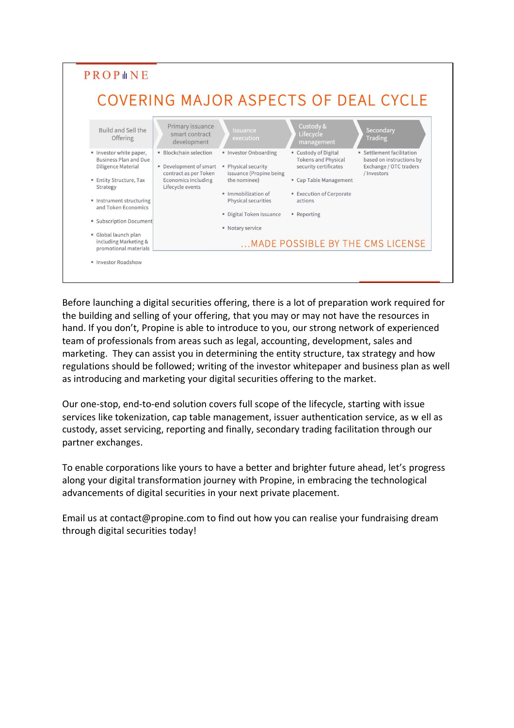PROPINE

# COVERING MAJOR ASPECTS OF DEAL CYCLE

| Build and Sell the Offering | Primary issuance smart contract development | Issuance execution | Custody & Lifecycle management | Secondary Trading |
|---|---|---|---|---|
| ▪ Investor white paper, Business Plan and Due Diligence Material<br>▪ Entity Structure, Tax Strategy<br>▪ Instrument structuring and Token Economics<br>▪ Subscription Document<br>▪ Global launch plan including Marketing & promotional materials<br>▪ Investor Roadshow | ▪ Blockchain selection<br>▪ Development of smart contract as per Token Economics including Lifecycle events | ▪ Investor Onboarding<br>▪ Physical security issuance (Propine being the nominee)<br>▪ Immobilization of Physical securities<br>▪ Digital Token Issuance<br>▪ Notary service | ▪ Custody of Digital Tokens and Physical security certificates<br>▪ Cap Table Management<br>▪ Execution of Corporate actions<br>▪ Reporting | ▪ Settlement facilitation based on instructions by Exchange / OTC traders / Investors |

...MADE POSSIBLE BY THE CMS LICENSE

Before launching a digital securities offering, there is a lot of preparation work required for the building and selling of your offering, that you may or may not have the resources in hand. If you don't, Propine is able to introduce to you, our strong network of experienced team of professionals from areas such as legal, accounting, development, sales and marketing. They can assist you in determining the entity structure, tax strategy and how regulations should be followed; writing of the investor whitepaper and business plan as well as introducing and marketing your digital securities offering to the market.

Our one-stop, end-to-end solution covers full scope of the lifecycle, starting with issue services like tokenization, cap table management, issuer authentication service, as w ell as custody, asset servicing, reporting and finally, secondary trading facilitation through our partner exchanges.

To enable corporations like yours to have a better and brighter future ahead, let's progress along your digital transformation journey with Propine, in embracing the technological advancements of digital securities in your next private placement.

Email us at contact@propine.com to find out how you can realise your fundraising dream through digital securities today!